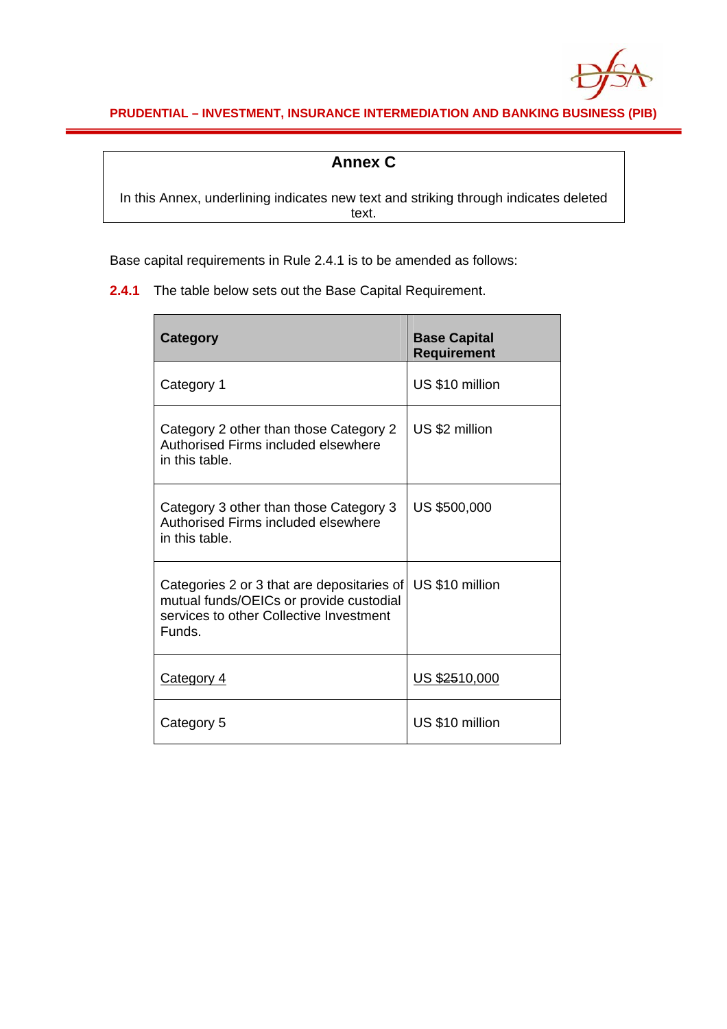## Annex C

In this Annex, underlining indicates new text and striking through indicates deleted text.

Base capital requirements in Rule 2.4.1 is to be amended as follows:

**2.4.1** The table below sets out the Base Capital Requirement.

| Category | Base Capital Requirement |
|---|---|
| Category 1 | US $10 million |
| Category 2 other than those Category 2 Authorised Firms included elsewhere in this table. | US $2 million |
| Category 3 other than those Category 3 Authorised Firms included elsewhere in this table. | US $500,000 |
| Categories 2 or 3 that are depositaries of mutual funds/OEICs or provide custodial services to other Collective Investment Funds. | US $10 million |
| <u>Category 4</u> | <u>US $~~25~~10,000</u> |
| Category 5 | US $10 million |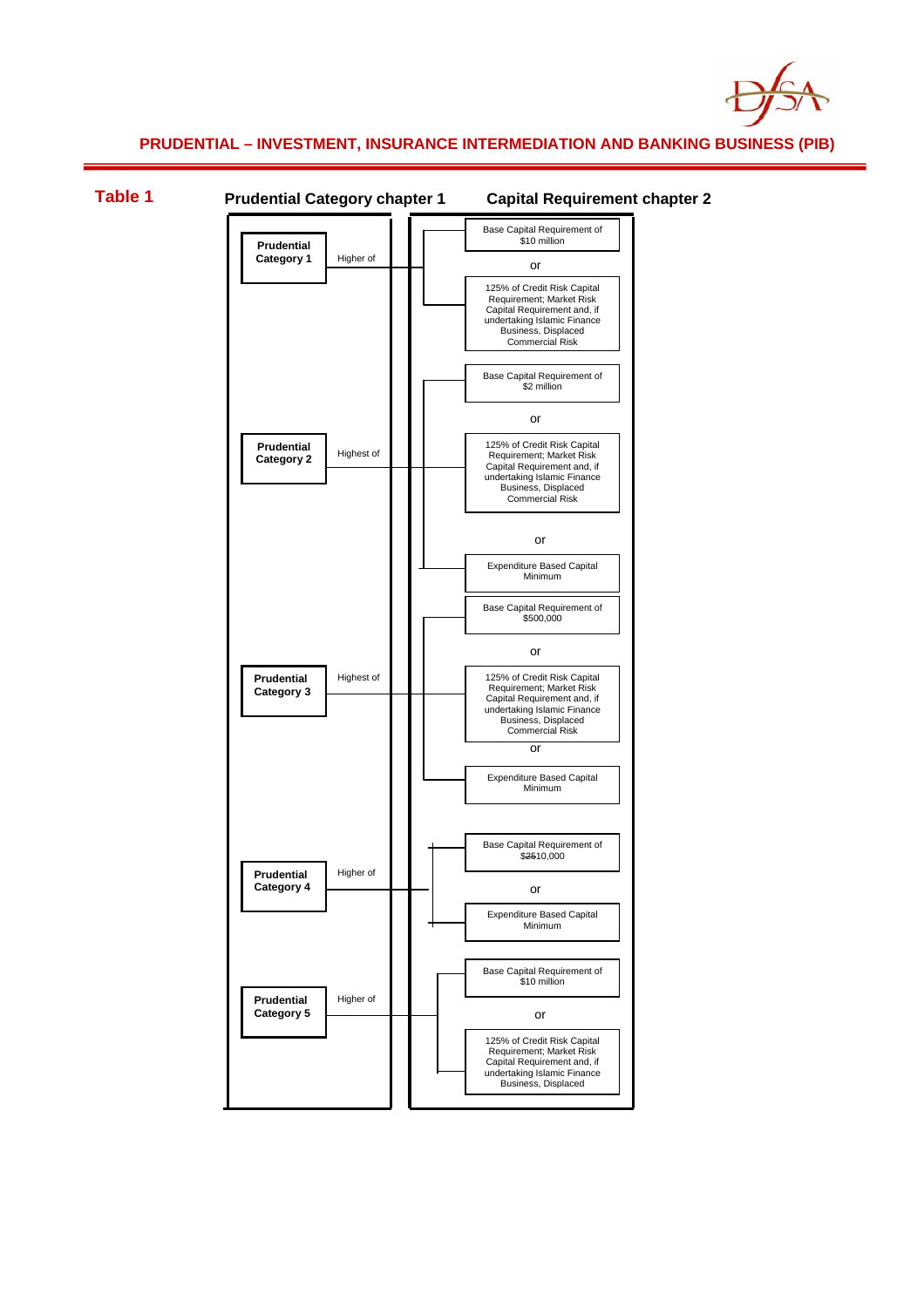## Table 1

**Prudential Category chapter 1**

**Capital Requirement chapter 2**

**Prudential Category 1**

Higher of

Base Capital Requirement of $10 million

or

125% of Credit Risk Capital Requirement; Market Risk Capital Requirement and, if undertaking Islamic Finance Business, Displaced Commercial Risk

**Prudential Category 2**

Highest of

Base Capital Requirement of $2 million

or

125% of Credit Risk Capital Requirement; Market Risk Capital Requirement and, if undertaking Islamic Finance Business, Displaced Commercial Risk

or

Expenditure Based Capital Minimum

**Prudential Category 3**

Highest of

Base Capital Requirement of $500,000

or

125% of Credit Risk Capital Requirement; Market Risk Capital Requirement and, if undertaking Islamic Finance Business, Displaced Commercial Risk

or

Expenditure Based Capital Minimum

**Prudential Category 4**

Higher of

Base Capital Requirement of $~~25~~10,000

or

Expenditure Based Capital Minimum

**Prudential Category 5**

Higher of

Base Capital Requirement of $10 million

or

125% of Credit Risk Capital Requirement; Market Risk Capital Requirement and, if undertaking Islamic Finance Business, Displaced